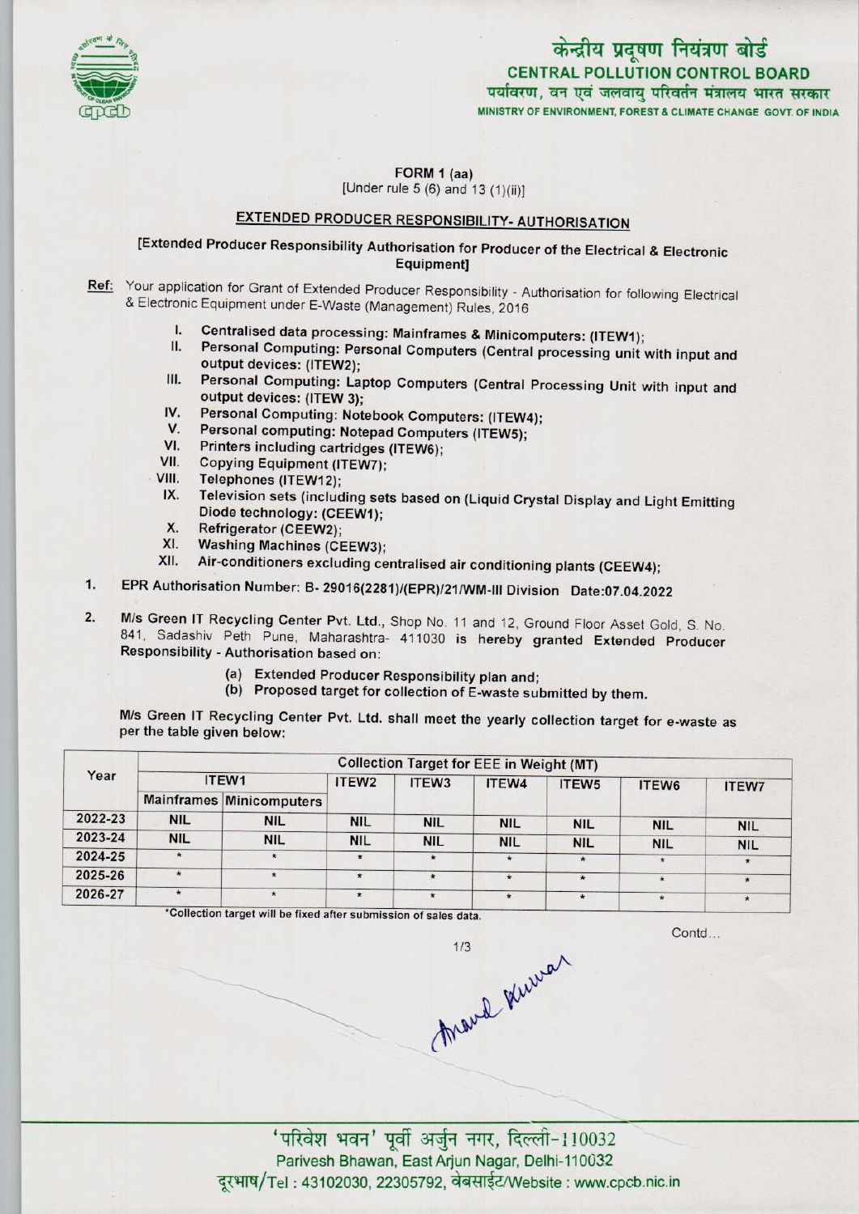केन्द्रीय प्रदूषण नियंत्रण बोर्ड
**CENTRAL POLLUTION CONTROL BOARD**
पर्यावरण, वन एवं जलवायु परिवर्तन मंत्रालय भारत सरकार
MINISTRY OF ENVIRONMENT, FOREST & CLIMATE CHANGE GOVT. OF INDIA

**FORM 1 (aa)**
[Under rule 5 (6) and 13 (1)(ii)]

## EXTENDED PRODUCER RESPONSIBILITY- AUTHORISATION

**[Extended Producer Responsibility Authorisation for Producer of the Electrical & Electronic Equipment]**

**Ref:** Your application for Grant of Extended Producer Responsibility - Authorisation for following Electrical & Electronic Equipment under E-Waste (Management) Rules, 2016

I. Centralised data processing: Mainframes & Minicomputers: (ITEW1);
II. Personal Computing: Personal Computers (Central processing unit with input and output devices: (ITEW2);
III. Personal Computing: Laptop Computers (Central Processing Unit with input and output devices: (ITEW 3);
IV. Personal Computing: Notebook Computers: (ITEW4);
V. Personal computing: Notepad Computers (ITEW5);
VI. Printers including cartridges (ITEW6);
VII. Copying Equipment (ITEW7);
VIII. Telephones (ITEW12);
IX. Television sets (including sets based on (Liquid Crystal Display and Light Emitting Diode technology: (CEEW1);
X. Refrigerator (CEEW2);
XI. Washing Machines (CEEW3);
XII. Air-conditioners excluding centralised air conditioning plants (CEEW4);

1. EPR Authorisation Number: B- 29016(2281)/(EPR)/21/WM-III Division Date:07.04.2022

2. M/s Green IT Recycling Center Pvt. Ltd., Shop No. 11 and 12, Ground Floor Asset Gold, S. No. 841, Sadashiv Peth Pune, Maharashtra- 411030 is hereby granted Extended Producer Responsibility - Authorisation based on:

   (a) Extended Producer Responsibility plan and;
   (b) Proposed target for collection of E-waste submitted by them.

M/s Green IT Recycling Center Pvt. Ltd. shall meet the yearly collection target for e-waste as per the table given below:

| Year | Collection Target for EEE in Weight (MT) | | | | | | | |
|---|---|---|---|---|---|---|---|---|
| | ITEW1 | | ITEW2 | ITEW3 | ITEW4 | ITEW5 | ITEW6 | ITEW7 |
| | Mainframes | Minicomputers | | | | | | |
| 2022-23 | NIL | NIL | NIL | NIL | NIL | NIL | NIL | NIL |
| 2023-24 | NIL | NIL | NIL | NIL | NIL | NIL | NIL | NIL |
| 2024-25 | * | * | * | * | * | * | * | * |
| 2025-26 | * | * | * | * | * | * | * | * |
| 2026-27 | * | * | * | * | * | * | * | * |

*Collection target will be fixed after submission of sales data.

Contd...

'परिवेश भवन' पूर्वी अर्जुन नगर, दिल्ली-110032
Parivesh Bhawan, East Arjun Nagar, Delhi-110032
दूरभाष/Tel : 43102030, 22305792, वेबसाईट/Website : www.cpcb.nic.in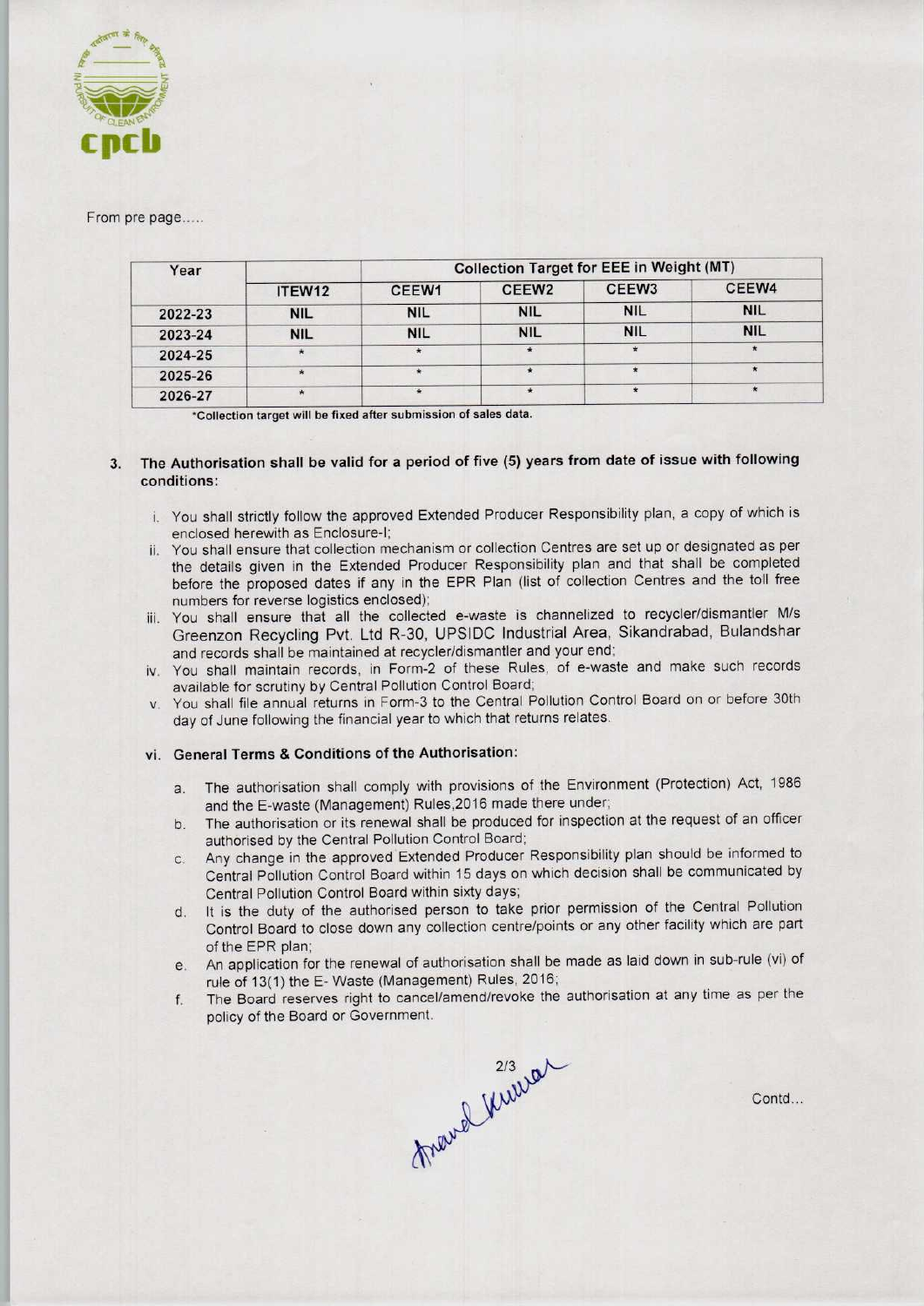From pre page.....

| Year | | Collection Target for EEE in Weight (MT) | | | |
|---|---|---|---|---|---|
| | ITEW12 | CEEW1 | CEEW2 | CEEW3 | CEEW4 |
| 2022-23 | NIL | NIL | NIL | NIL | NIL |
| 2023-24 | NIL | NIL | NIL | NIL | NIL |
| 2024-25 | * | * | * | * | * |
| 2025-26 | * | * | * | * | * |
| 2026-27 | * | * | * | * | * |

*Collection target will be fixed after submission of sales data.

3. **The Authorisation shall be valid for a period of five (5) years from date of issue with following conditions:**

   i. You shall strictly follow the approved Extended Producer Responsibility plan, a copy of which is enclosed herewith as Enclosure-I;

   ii. You shall ensure that collection mechanism or collection Centres are set up or designated as per the details given in the Extended Producer Responsibility plan and that shall be completed before the proposed dates if any in the EPR Plan (list of collection Centres and the toll free numbers for reverse logistics enclosed);

   iii. You shall ensure that all the collected e-waste is channelized to recycler/dismantler M/s Greenzon Recycling Pvt. Ltd R-30, UPSIDC Industrial Area, Sikandrabad, Bulandshar and records shall be maintained at recycler/dismantler and your end;

   iv. You shall maintain records, in Form-2 of these Rules, of e-waste and make such records available for scrutiny by Central Pollution Control Board;

   v. You shall file annual returns in Form-3 to the Central Pollution Control Board on or before 30th day of June following the financial year to which that returns relates.

   vi. **General Terms & Conditions of the Authorisation:**

      a. The authorisation shall comply with provisions of the Environment (Protection) Act, 1986 and the E-waste (Management) Rules,2016 made there under;

      b. The authorisation or its renewal shall be produced for inspection at the request of an officer authorised by the Central Pollution Control Board;

      c. Any change in the approved Extended Producer Responsibility plan should be informed to Central Pollution Control Board within 15 days on which decision shall be communicated by Central Pollution Control Board within sixty days;

      d. It is the duty of the authorised person to take prior permission of the Central Pollution Control Board to close down any collection centre/points or any other facility which are part of the EPR plan;

      e. An application for the renewal of authorisation shall be made as laid down in sub-rule (vi) of rule of 13(1) the E- Waste (Management) Rules, 2016;

      f. The Board reserves right to cancel/amend/revoke the authorisation at any time as per the policy of the Board or Government.

Contd...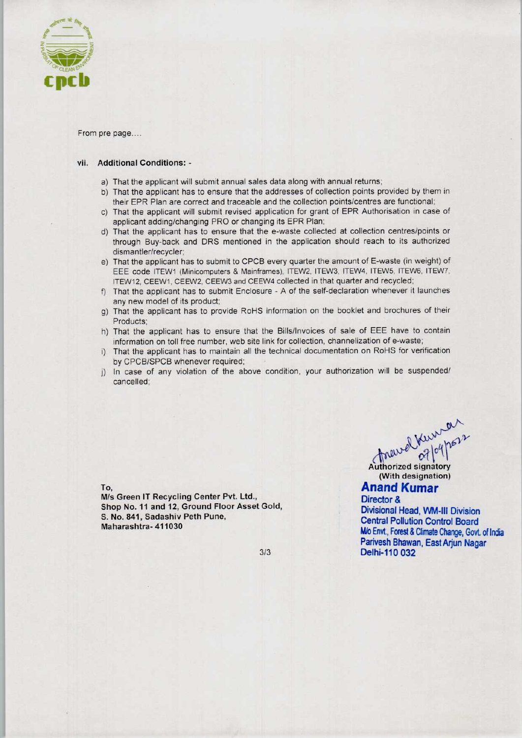From pre page....

vii. **Additional Conditions: -**

a) That the applicant will submit annual sales data along with annual returns;
b) That the applicant has to ensure that the addresses of collection points provided by them in their EPR Plan are correct and traceable and the collection points/centres are functional;
c) That the applicant will submit revised application for grant of EPR Authorisation in case of applicant adding/changing PRO or changing its EPR Plan;
d) That the applicant has to ensure that the e-waste collected at collection centres/points or through Buy-back and DRS mentioned in the application should reach to its authorized dismantler/recycler;
e) That the applicant has to submit to CPCB every quarter the amount of E-waste (in weight) of EEE code ITEW1 (Minicomputers & Mainframes), ITEW2, ITEW3, ITEW4, ITEW5, ITEW6, ITEW7, ITEW12, CEEW1, CEEW2, CEEW3 and CEEW4 collected in that quarter and recycled;
f) That the applicant has to submit Enclosure - A of the self-declaration whenever it launches any new model of its product;
g) That the applicant has to provide RoHS information on the booklet and brochures of their Products;
h) That the applicant has to ensure that the Bills/Invoices of sale of EEE have to contain information on toll free number, web site link for collection, channelization of e-waste;
i) That the applicant has to maintain all the technical documentation on RoHS for verification by CPCB/SPCB whenever required;
j) In case of any violation of the above condition, your authorization will be suspended/ cancelled;

Anand Kumar
07/04/2022

Authorized signatory
(With designation)

**Anand Kumar**
**Director &**
**Divisional Head, WM-III Division**
**Central Pollution Control Board**
**M/o Envt., Forest & Climate Change, Govt. of India**
**Parivesh Bhawan, East Arjun Nagar**
**Delhi-110 032**

To,
**M/s Green IT Recycling Center Pvt. Ltd.,**
**Shop No. 11 and 12, Ground Floor Asset Gold,**
**S. No. 841, Sadashiv Peth Pune,**
**Maharashtra- 411030**